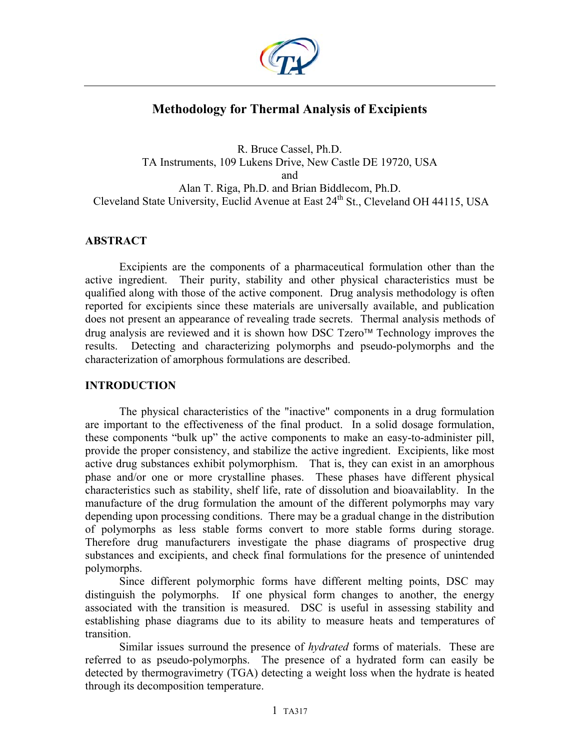# Methodology for Thermal Analysis of Excipients

R. Bruce Cassel, Ph.D.
TA Instruments, 109 Lukens Drive, New Castle DE 19720, USA
and
Alan T. Riga, Ph.D. and Brian Biddlecom, Ph.D.
Cleveland State University, Euclid Avenue at East 24th St., Cleveland OH 44115, USA

## ABSTRACT

Excipients are the components of a pharmaceutical formulation other than the active ingredient. Their purity, stability and other physical characteristics must be qualified along with those of the active component. Drug analysis methodology is often reported for excipients since these materials are universally available, and publication does not present an appearance of revealing trade secrets. Thermal analysis methods of drug analysis are reviewed and it is shown how DSC Tzero™ Technology improves the results. Detecting and characterizing polymorphs and pseudo-polymorphs and the characterization of amorphous formulations are described.

## INTRODUCTION

The physical characteristics of the "inactive" components in a drug formulation are important to the effectiveness of the final product. In a solid dosage formulation, these components "bulk up" the active components to make an easy-to-administer pill, provide the proper consistency, and stabilize the active ingredient. Excipients, like most active drug substances exhibit polymorphism. That is, they can exist in an amorphous phase and/or one or more crystalline phases. These phases have different physical characteristics such as stability, shelf life, rate of dissolution and bioavailablity. In the manufacture of the drug formulation the amount of the different polymorphs may vary depending upon processing conditions. There may be a gradual change in the distribution of polymorphs as less stable forms convert to more stable forms during storage. Therefore drug manufacturers investigate the phase diagrams of prospective drug substances and excipients, and check final formulations for the presence of unintended polymorphs.

Since different polymorphic forms have different melting points, DSC may distinguish the polymorphs. If one physical form changes to another, the energy associated with the transition is measured. DSC is useful in assessing stability and establishing phase diagrams due to its ability to measure heats and temperatures of transition.

Similar issues surround the presence of *hydrated* forms of materials. These are referred to as pseudo-polymorphs. The presence of a hydrated form can easily be detected by thermogravimetry (TGA) detecting a weight loss when the hydrate is heated through its decomposition temperature.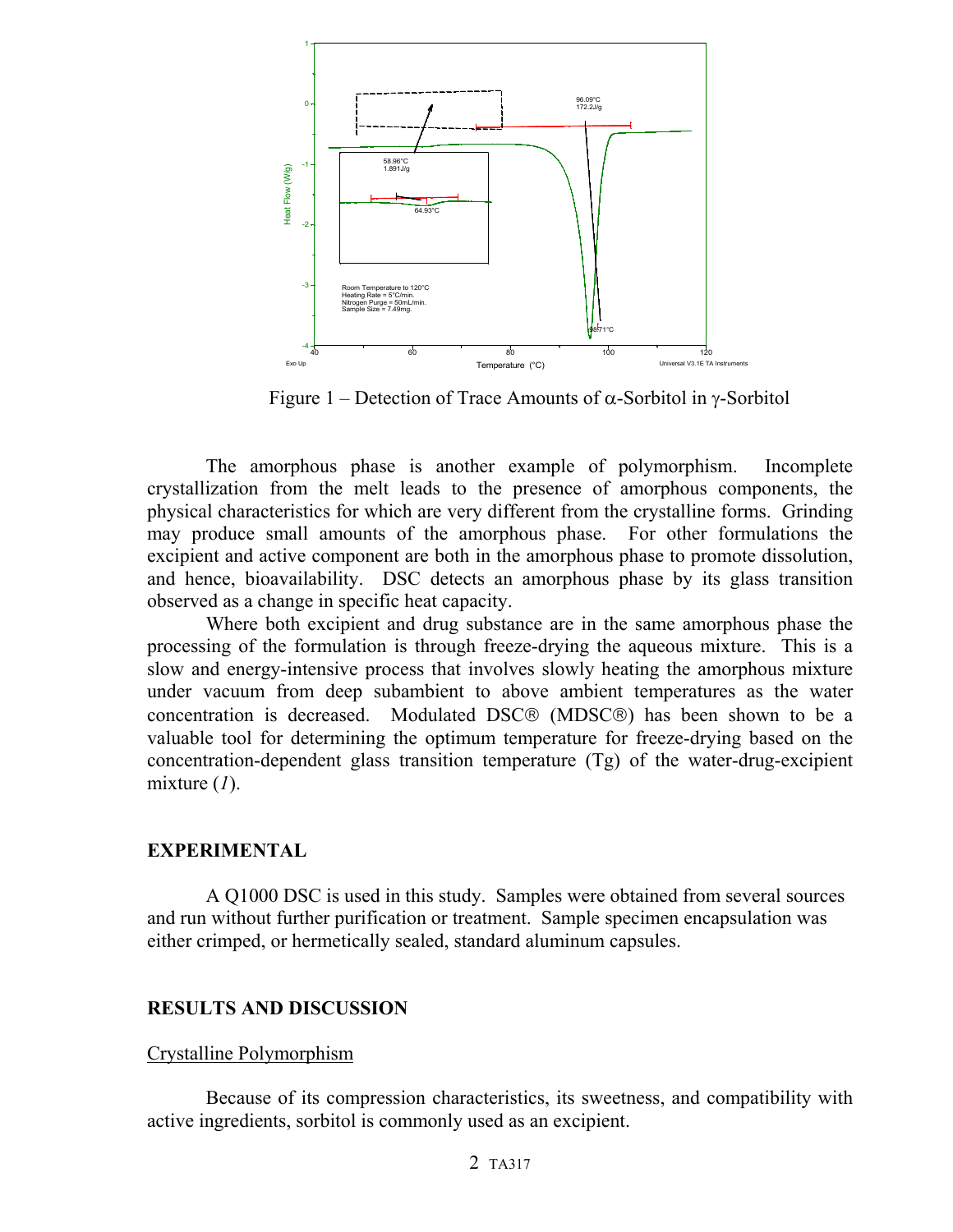Figure 1 – Detection of Trace Amounts of α-Sorbitol in γ-Sorbitol

The amorphous phase is another example of polymorphism. Incomplete crystallization from the melt leads to the presence of amorphous components, the physical characteristics for which are very different from the crystalline forms. Grinding may produce small amounts of the amorphous phase. For other formulations the excipient and active component are both in the amorphous phase to promote dissolution, and hence, bioavailability. DSC detects an amorphous phase by its glass transition observed as a change in specific heat capacity.

Where both excipient and drug substance are in the same amorphous phase the processing of the formulation is through freeze-drying the aqueous mixture. This is a slow and energy-intensive process that involves slowly heating the amorphous mixture under vacuum from deep subambient to above ambient temperatures as the water concentration is decreased. Modulated DSC® (MDSC®) has been shown to be a valuable tool for determining the optimum temperature for freeze-drying based on the concentration-dependent glass transition temperature (Tg) of the water-drug-excipient mixture (*1*).

## EXPERIMENTAL

A Q1000 DSC is used in this study. Samples were obtained from several sources and run without further purification or treatment. Sample specimen encapsulation was either crimped, or hermetically sealed, standard aluminum capsules.

## RESULTS AND DISCUSSION

### Crystalline Polymorphism

Because of its compression characteristics, its sweetness, and compatibility with active ingredients, sorbitol is commonly used as an excipient.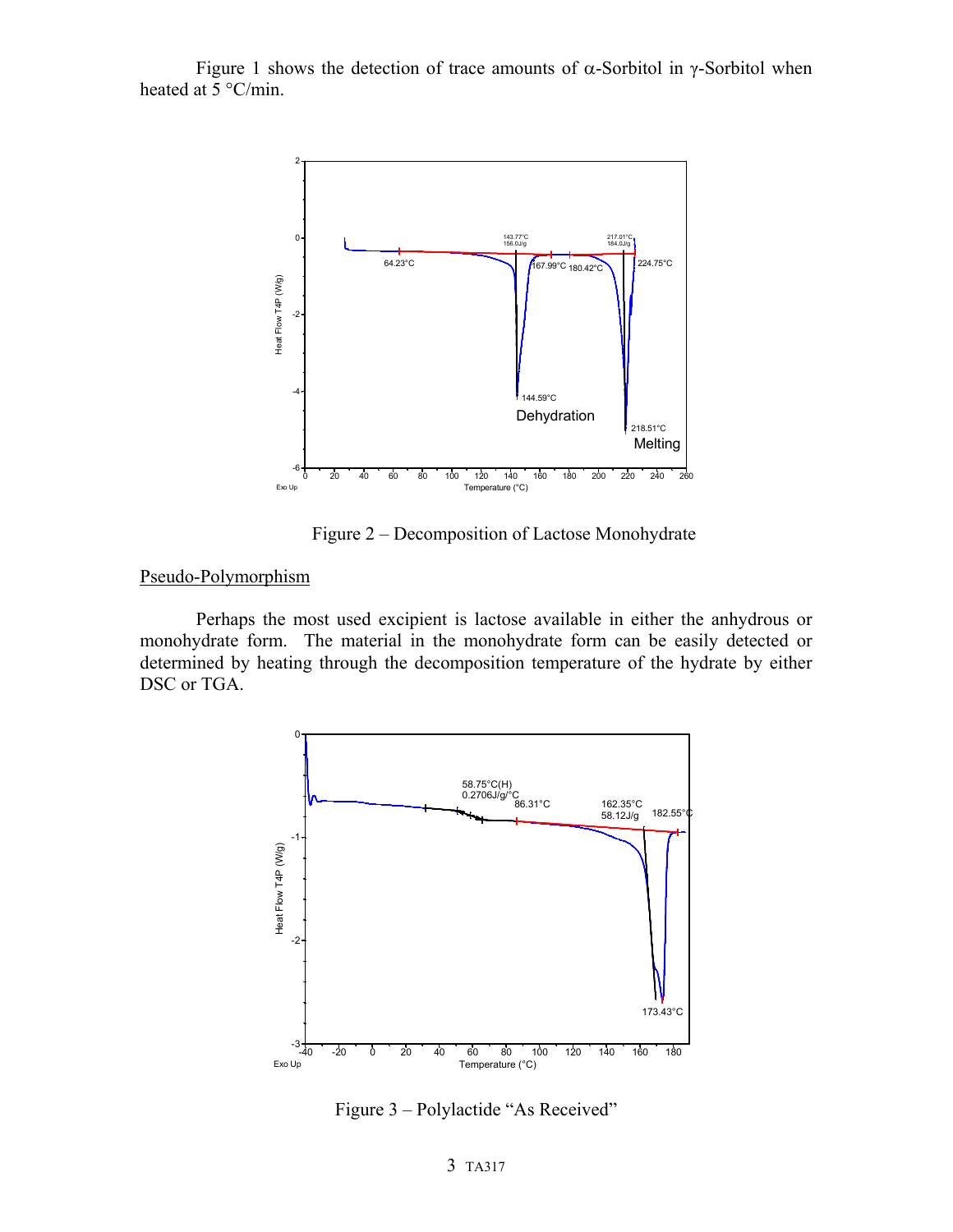Figure 1 shows the detection of trace amounts of α-Sorbitol in γ-Sorbitol when heated at 5 °C/min.

Figure 2 – Decomposition of Lactose Monohydrate

Pseudo-Polymorphism

Perhaps the most used excipient is lactose available in either the anhydrous or monohydrate form. The material in the monohydrate form can be easily detected or determined by heating through the decomposition temperature of the hydrate by either DSC or TGA.

Figure 3 – Polylactide "As Received"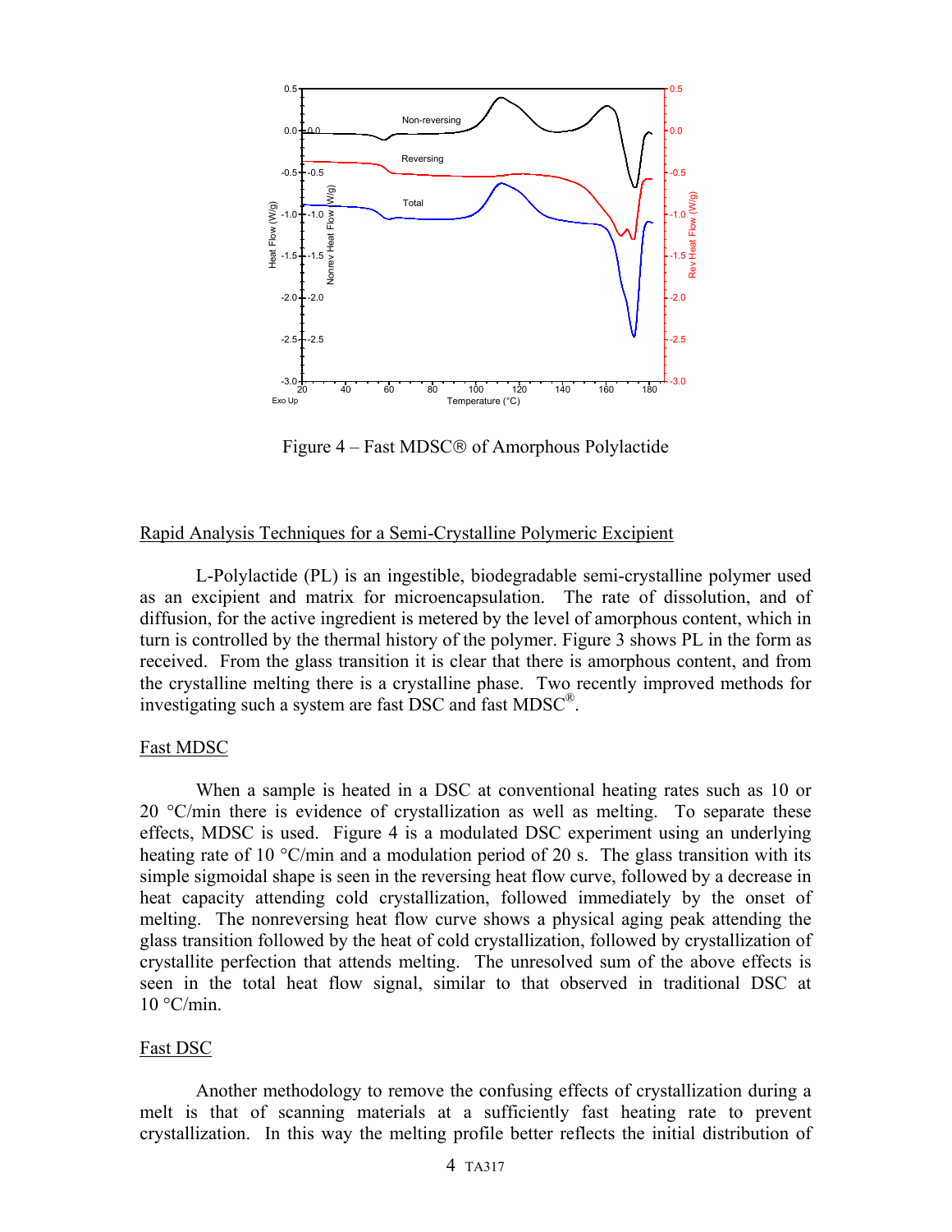Figure 4 – Fast MDSC® of Amorphous Polylactide

## Rapid Analysis Techniques for a Semi-Crystalline Polymeric Excipient

L-Polylactide (PL) is an ingestible, biodegradable semi-crystalline polymer used as an excipient and matrix for microencapsulation. The rate of dissolution, and of diffusion, for the active ingredient is metered by the level of amorphous content, which in turn is controlled by the thermal history of the polymer. Figure 3 shows PL in the form as received. From the glass transition it is clear that there is amorphous content, and from the crystalline melting there is a crystalline phase. Two recently improved methods for investigating such a system are fast DSC and fast MDSC®.

## Fast MDSC

When a sample is heated in a DSC at conventional heating rates such as 10 or 20 °C/min there is evidence of crystallization as well as melting. To separate these effects, MDSC is used. Figure 4 is a modulated DSC experiment using an underlying heating rate of 10 °C/min and a modulation period of 20 s. The glass transition with its simple sigmoidal shape is seen in the reversing heat flow curve, followed by a decrease in heat capacity attending cold crystallization, followed immediately by the onset of melting. The nonreversing heat flow curve shows a physical aging peak attending the glass transition followed by the heat of cold crystallization, followed by crystallization of crystallite perfection that attends melting. The unresolved sum of the above effects is seen in the total heat flow signal, similar to that observed in traditional DSC at 10 °C/min.

## Fast DSC

Another methodology to remove the confusing effects of crystallization during a melt is that of scanning materials at a sufficiently fast heating rate to prevent crystallization. In this way the melting profile better reflects the initial distribution of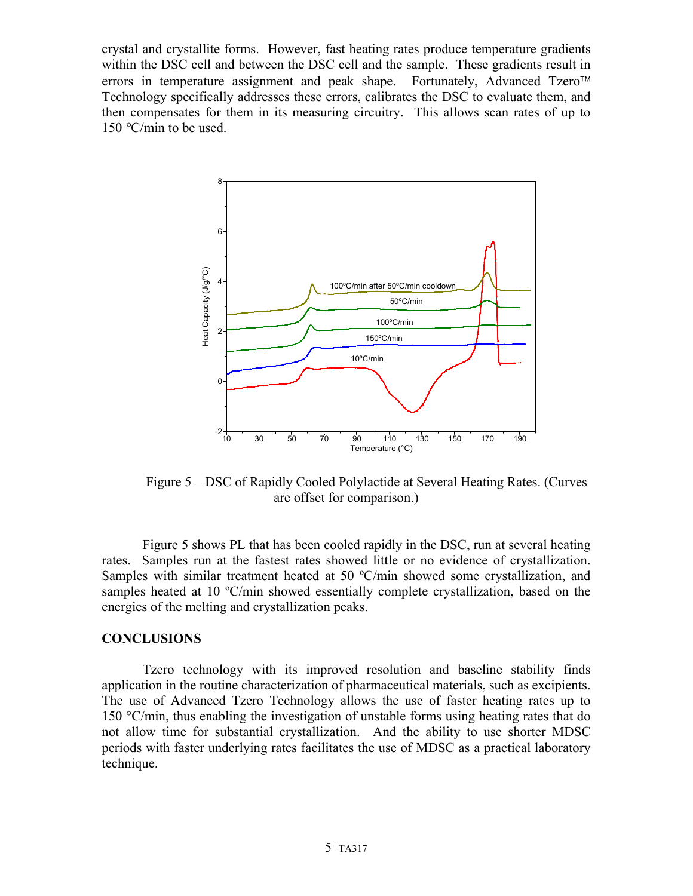crystal and crystallite forms. However, fast heating rates produce temperature gradients within the DSC cell and between the DSC cell and the sample. These gradients result in errors in temperature assignment and peak shape. Fortunately, Advanced Tzero™ Technology specifically addresses these errors, calibrates the DSC to evaluate them, and then compensates for them in its measuring circuitry. This allows scan rates of up to 150 °C/min to be used.

Figure 5 – DSC of Rapidly Cooled Polylactide at Several Heating Rates. (Curves are offset for comparison.)

Figure 5 shows PL that has been cooled rapidly in the DSC, run at several heating rates. Samples run at the fastest rates showed little or no evidence of crystallization. Samples with similar treatment heated at 50 ºC/min showed some crystallization, and samples heated at 10 ºC/min showed essentially complete crystallization, based on the energies of the melting and crystallization peaks.

## CONCLUSIONS

Tzero technology with its improved resolution and baseline stability finds application in the routine characterization of pharmaceutical materials, such as excipients. The use of Advanced Tzero Technology allows the use of faster heating rates up to 150 °C/min, thus enabling the investigation of unstable forms using heating rates that do not allow time for substantial crystallization. And the ability to use shorter MDSC periods with faster underlying rates facilitates the use of MDSC as a practical laboratory technique.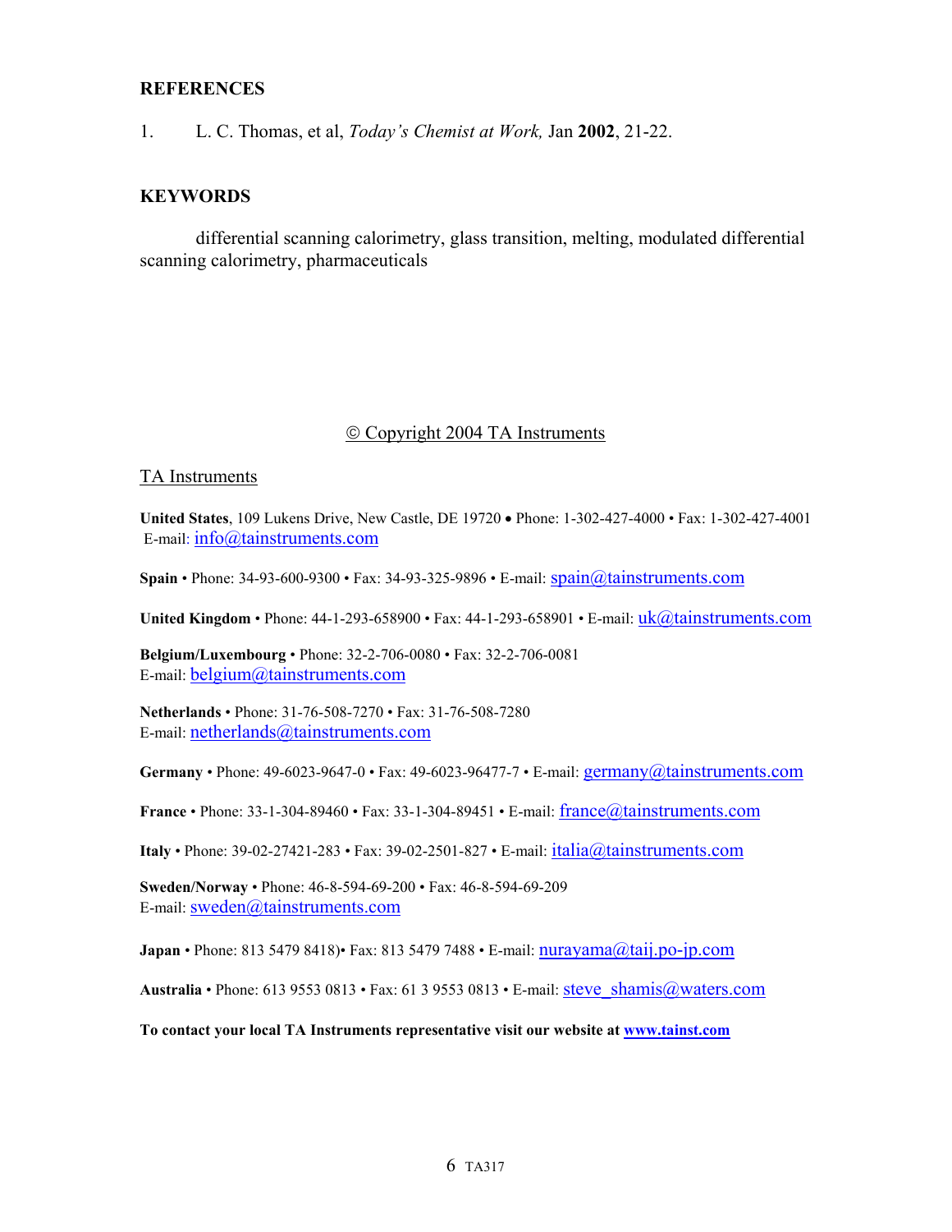## REFERENCES

1. L. C. Thomas, et al, *Today's Chemist at Work,* Jan **2002**, 21-22.

## KEYWORDS

differential scanning calorimetry, glass transition, melting, modulated differential scanning calorimetry, pharmaceuticals

© Copyright 2004 TA Instruments

TA Instruments

**United States**, 109 Lukens Drive, New Castle, DE 19720 • Phone: 1-302-427-4000 • Fax: 1-302-427-4001 E-mail: info@tainstruments.com

**Spain** • Phone: 34-93-600-9300 • Fax: 34-93-325-9896 • E-mail: spain@tainstruments.com

**United Kingdom** • Phone: 44-1-293-658900 • Fax: 44-1-293-658901 • E-mail: uk@tainstruments.com

**Belgium/Luxembourg** • Phone: 32-2-706-0080 • Fax: 32-2-706-0081
E-mail: belgium@tainstruments.com

**Netherlands** • Phone: 31-76-508-7270 • Fax: 31-76-508-7280
E-mail: netherlands@tainstruments.com

**Germany** • Phone: 49-6023-9647-0 • Fax: 49-6023-96477-7 • E-mail: germany@tainstruments.com

**France** • Phone: 33-1-304-89460 • Fax: 33-1-304-89451 • E-mail: france@tainstruments.com

**Italy** • Phone: 39-02-27421-283 • Fax: 39-02-2501-827 • E-mail: italia@tainstruments.com

**Sweden/Norway** • Phone: 46-8-594-69-200 • Fax: 46-8-594-69-209
E-mail: sweden@tainstruments.com

**Japan** • Phone: 813 5479 8418)• Fax: 813 5479 7488 • E-mail: nurayama@taij.po-jp.com

**Australia** • Phone: 613 9553 0813 • Fax: 61 3 9553 0813 • E-mail: steve_shamis@waters.com

**To contact your local TA Instruments representative visit our website at www.tainst.com**

TA317